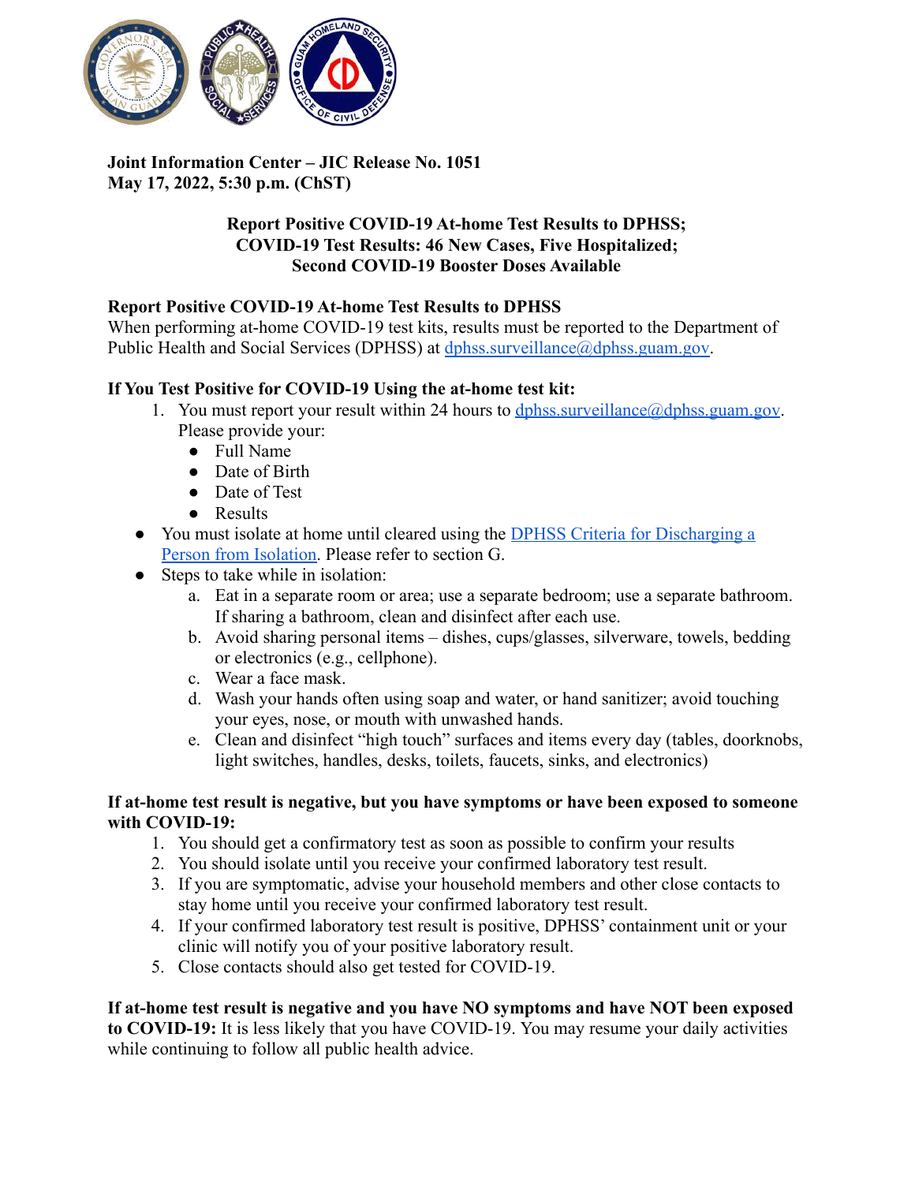**Joint Information Center – JIC Release No. 1051**
**May 17, 2022, 5:30 p.m. (ChST)**

# Report Positive COVID-19 At-home Test Results to DPHSS; COVID-19 Test Results: 46 New Cases, Five Hospitalized; Second COVID-19 Booster Doses Available

## Report Positive COVID-19 At-home Test Results to DPHSS

When performing at-home COVID-19 test kits, results must be reported to the Department of Public Health and Social Services (DPHSS) at [dphss.surveillance@dphss.guam.gov](mailto:dphss.surveillance@dphss.guam.gov).

**If You Test Positive for COVID-19 Using the at-home test kit:**

1. You must report your result within 24 hours to [dphss.surveillance@dphss.guam.gov](mailto:dphss.surveillance@dphss.guam.gov). Please provide your:
   - Full Name
   - Date of Birth
   - Date of Test
   - Results

- You must isolate at home until cleared using the DPHSS Criteria for Discharging a Person from Isolation. Please refer to section G.
- Steps to take while in isolation:
  a. Eat in a separate room or area; use a separate bedroom; use a separate bathroom. If sharing a bathroom, clean and disinfect after each use.
  b. Avoid sharing personal items – dishes, cups/glasses, silverware, towels, bedding or electronics (e.g., cellphone).
  c. Wear a face mask.
  d. Wash your hands often using soap and water, or hand sanitizer; avoid touching your eyes, nose, or mouth with unwashed hands.
  e. Clean and disinfect "high touch" surfaces and items every day (tables, doorknobs, light switches, handles, desks, toilets, faucets, sinks, and electronics)

**If at-home test result is negative, but you have symptoms or have been exposed to someone with COVID-19:**

1. You should get a confirmatory test as soon as possible to confirm your results
2. You should isolate until you receive your confirmed laboratory test result.
3. If you are symptomatic, advise your household members and other close contacts to stay home until you receive your confirmed laboratory test result.
4. If your confirmed laboratory test result is positive, DPHSS' containment unit or your clinic will notify you of your positive laboratory result.
5. Close contacts should also get tested for COVID-19.

**If at-home test result is negative and you have NO symptoms and have NOT been exposed to COVID-19:** It is less likely that you have COVID-19. You may resume your daily activities while continuing to follow all public health advice.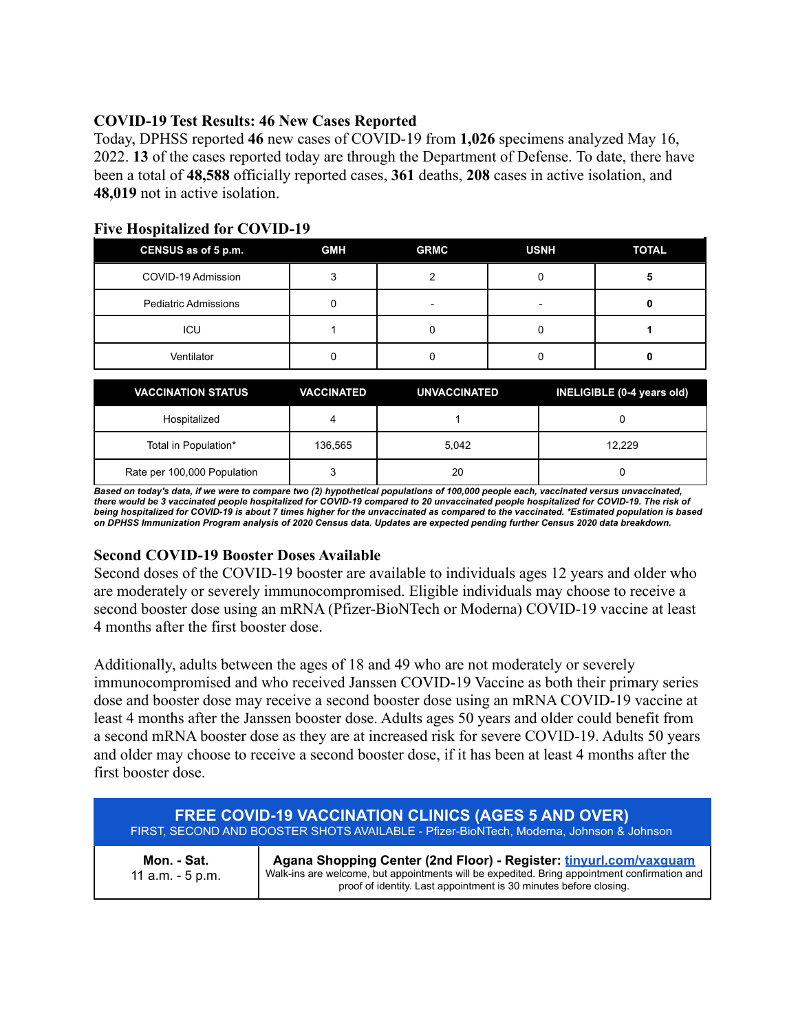## COVID-19 Test Results: 46 New Cases Reported

Today, DPHSS reported **46** new cases of COVID-19 from **1,026** specimens analyzed May 16, 2022. **13** of the cases reported today are through the Department of Defense. To date, there have been a total of **48,588** officially reported cases, **361** deaths, **208** cases in active isolation, and **48,019** not in active isolation.

## Five Hospitalized for COVID-19

| CENSUS as of 5 p.m. | GMH | GRMC | USNH | TOTAL |
|---|---|---|---|---|
| COVID-19 Admission | 3 | 2 | 0 | **5** |
| Pediatric Admissions | 0 | - | - | **0** |
| ICU | 1 | 0 | 0 | **1** |
| Ventilator | 0 | 0 | 0 | **0** |

| VACCINATION STATUS | VACCINATED | UNVACCINATED | INELIGIBLE (0-4 years old) |
|---|---|---|---|
| Hospitalized | 4 | 1 | 0 |
| Total in Population* | 136,565 | 5,042 | 12,229 |
| Rate per 100,000 Population | 3 | 20 | 0 |

***Based on today's data, if we were to compare two (2) hypothetical populations of 100,000 people each, vaccinated versus unvaccinated, there would be 3 vaccinated people hospitalized for COVID-19 compared to 20 unvaccinated people hospitalized for COVID-19. The risk of being hospitalized for COVID-19 is about 7 times higher for the unvaccinated as compared to the vaccinated. *Estimated population is based on DPHSS Immunization Program analysis of 2020 Census data. Updates are expected pending further Census 2020 data breakdown.***

## Second COVID-19 Booster Doses Available

Second doses of the COVID-19 booster are available to individuals ages 12 years and older who are moderately or severely immunocompromised. Eligible individuals may choose to receive a second booster dose using an mRNA (Pfizer-BioNTech or Moderna) COVID-19 vaccine at least 4 months after the first booster dose.

Additionally, adults between the ages of 18 and 49 who are not moderately or severely immunocompromised and who received Janssen COVID-19 Vaccine as both their primary series dose and booster dose may receive a second booster dose using an mRNA COVID-19 vaccine at least 4 months after the Janssen booster dose. Adults ages 50 years and older could benefit from a second mRNA booster dose as they are at increased risk for severe COVID-19. Adults 50 years and older may choose to receive a second booster dose, if it has been at least 4 months after the first booster dose.

| FREE COVID-19 VACCINATION CLINICS (AGES 5 AND OVER)<br>FIRST, SECOND AND BOOSTER SHOTS AVAILABLE - Pfizer-BioNTech, Moderna, Johnson & Johnson | |
|---|---|
| **Mon. - Sat.**<br>11 a.m. - 5 p.m. | **Agana Shopping Center (2nd Floor) - Register: tinyurl.com/vaxguam**<br>Walk-ins are welcome, but appointments will be expedited. Bring appointment confirmation and proof of identity. Last appointment is 30 minutes before closing. |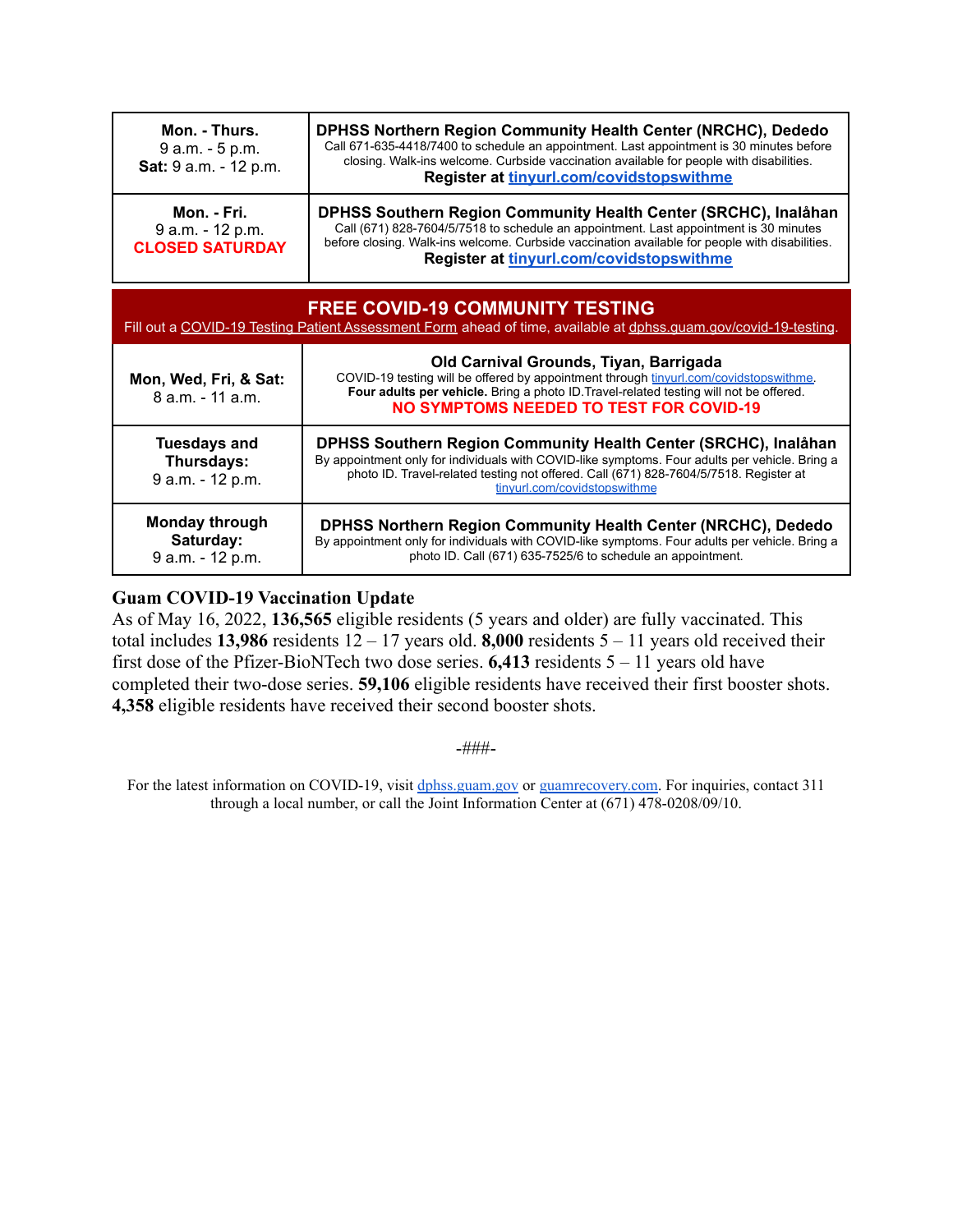| | |
|---|---|
| **Mon. - Thurs.** 9 a.m. - 5 p.m. **Sat:** 9 a.m. - 12 p.m. | **DPHSS Northern Region Community Health Center (NRCHC), Dededo** Call 671-635-4418/7400 to schedule an appointment. Last appointment is 30 minutes before closing. Walk-ins welcome. Curbside vaccination available for people with disabilities. **Register at tinyurl.com/covidstopswithme** |
| **Mon. - Fri.** 9 a.m. - 12 p.m. **CLOSED SATURDAY** | **DPHSS Southern Region Community Health Center (SRCHC), Inalåhan** Call (671) 828-7604/5/7518 to schedule an appointment. Last appointment is 30 minutes before closing. Walk-ins welcome. Curbside vaccination available for people with disabilities. **Register at tinyurl.com/covidstopswithme** |

## FREE COVID-19 COMMUNITY TESTING

Fill out a COVID-19 Testing Patient Assessment Form ahead of time, available at dphss.guam.gov/covid-19-testing.

| | |
|---|---|
| **Mon, Wed, Fri, & Sat:** 8 a.m. - 11 a.m. | **Old Carnival Grounds, Tiyan, Barrigada** COVID-19 testing will be offered by appointment through tinyurl.com/covidstopswithme. **Four adults per vehicle.** Bring a photo ID.Travel-related testing will not be offered. **NO SYMPTOMS NEEDED TO TEST FOR COVID-19** |
| **Tuesdays and Thursdays:** 9 a.m. - 12 p.m. | **DPHSS Southern Region Community Health Center (SRCHC), Inalåhan** By appointment only for individuals with COVID-like symptoms. Four adults per vehicle. Bring a photo ID. Travel-related testing not offered. Call (671) 828-7604/5/7518. Register at tinyurl.com/covidstopswithme |
| **Monday through Saturday:** 9 a.m. - 12 p.m. | **DPHSS Northern Region Community Health Center (NRCHC), Dededo** By appointment only for individuals with COVID-like symptoms. Four adults per vehicle. Bring a photo ID. Call (671) 635-7525/6 to schedule an appointment. |

**Guam COVID-19 Vaccination Update**

As of May 16, 2022, **136,565** eligible residents (5 years and older) are fully vaccinated. This total includes **13,986** residents 12 – 17 years old. **8,000** residents 5 – 11 years old received their first dose of the Pfizer-BioNTech two dose series. **6,413** residents 5 – 11 years old have completed their two-dose series. **59,106** eligible residents have received their first booster shots. **4,358** eligible residents have received their second booster shots.

-###-

For the latest information on COVID-19, visit dphss.guam.gov or guamrecovery.com. For inquiries, contact 311 through a local number, or call the Joint Information Center at (671) 478-0208/09/10.